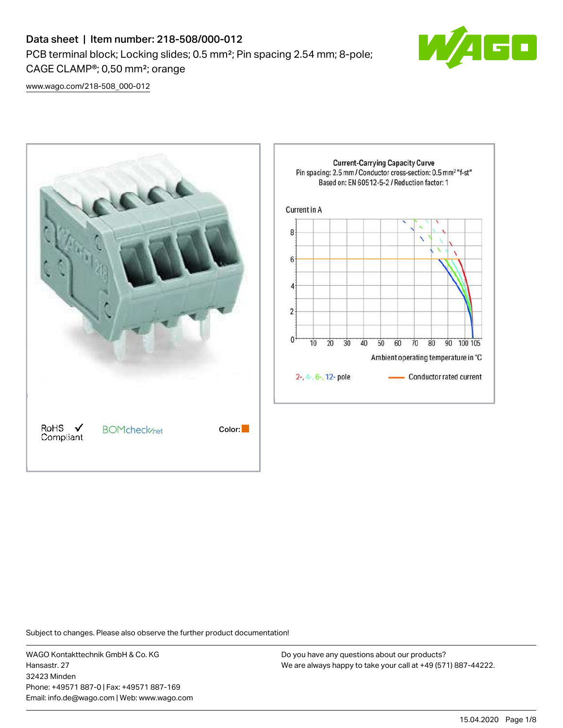# Data sheet | Item number: 218-508/000-012

PCB terminal block; Locking slides; 0.5 mm²; Pin spacing 2.54 mm; 8-pole; CAGE CLAMP®; 0,50 mm²; orange

www.wago.com/218-508_000-012

RoHS Compliant ✓

BOMcheck.net

Color:

Current-Carrying Capacity Curve
Pin spacing: 2.5 mm / Conductor cross-section: 0.5 mm² "f-st"
Based on: EN 60512-5-2 / Reduction factor: 1

Current in A

Ambient operating temperature in °C

2-, 4-, 6-, 12- pole

Conductor rated current

Subject to changes. Please also observe the further product documentation!

WAGO Kontakttechnik GmbH & Co. KG
Hansastr. 27
32423 Minden
Phone: +49571 887-0 | Fax: +49571 887-169
Email: info.de@wago.com | Web: www.wago.com

Do you have any questions about our products?
We are always happy to take your call at +49 (571) 887-44222.

15.04.2020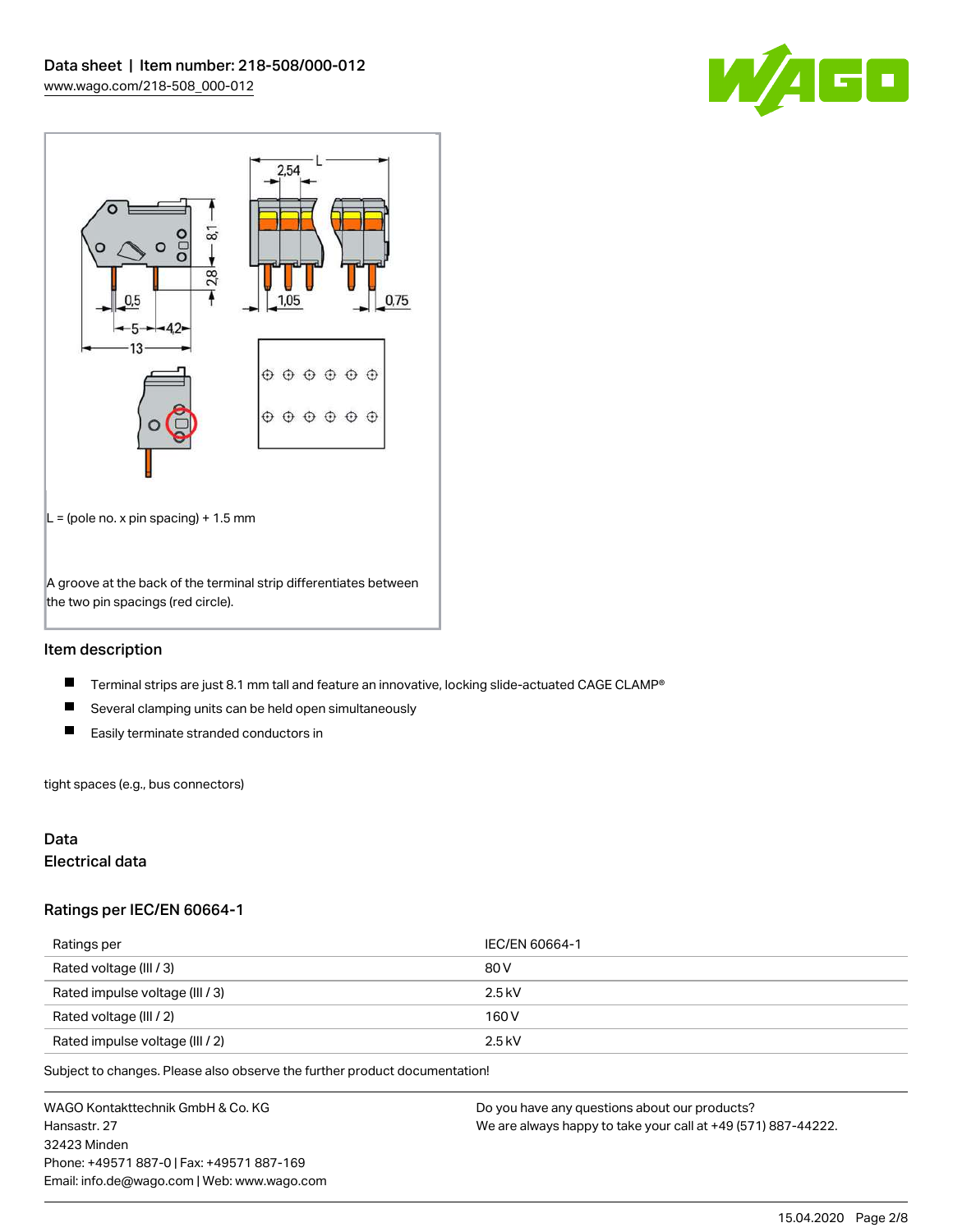L = (pole no. x pin spacing) + 1.5 mm

A groove at the back of the terminal strip differentiates between the two pin spacings (red circle).

## Item description

- Terminal strips are just 8.1 mm tall and feature an innovative, locking slide-actuated CAGE CLAMP®
- Several clamping units can be held open simultaneously
- Easily terminate stranded conductors in

tight spaces (e.g., bus connectors)

## Data

### Electrical data

### Ratings per IEC/EN 60664-1

| Ratings per | IEC/EN 60664-1 |
| --- | --- |
| Rated voltage (III / 3) | 80 V |
| Rated impulse voltage (III / 3) | 2.5 kV |
| Rated voltage (III / 2) | 160 V |
| Rated impulse voltage (III / 2) | 2.5 kV |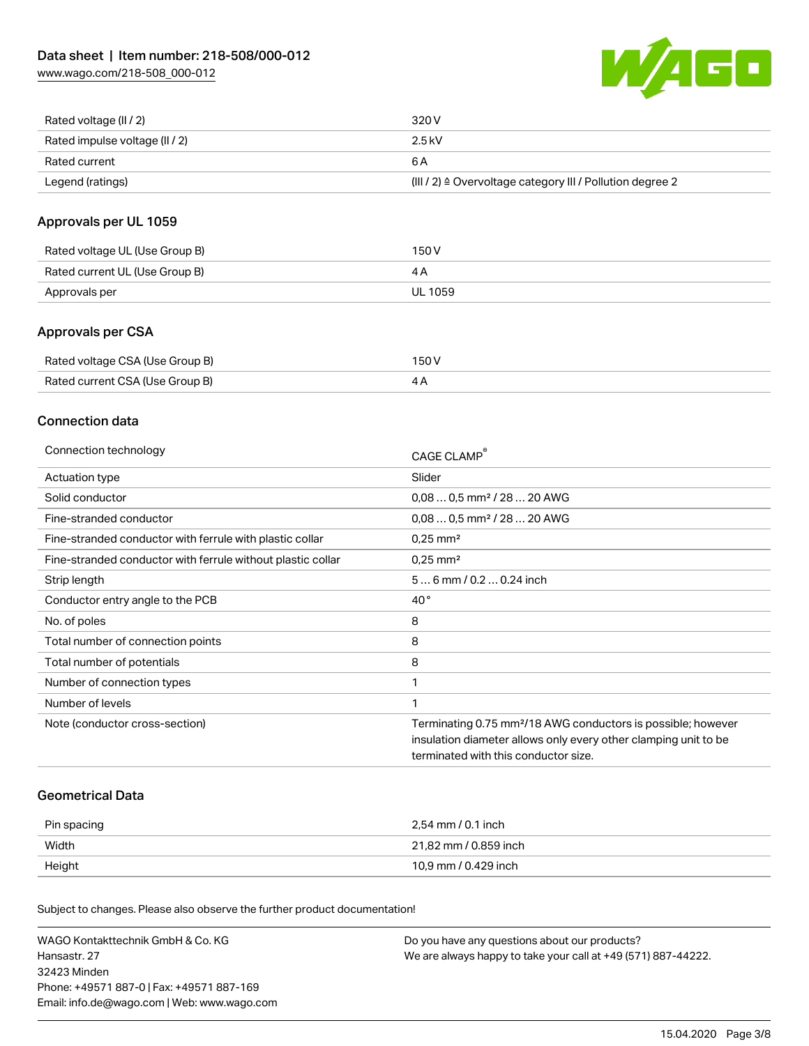| | |
|---|---|
| Rated voltage (III / 2) | 320 V |
| Rated impulse voltage (III / 2) | 2.5 kV |
| Rated current | 6 A |
| Legend (ratings) | (III / 2) ≙ Overvoltage category III / Pollution degree 2 |

## Approvals per UL 1059

| | |
|---|---|
| Rated voltage UL (Use Group B) | 150 V |
| Rated current UL (Use Group B) | 4 A |
| Approvals per | UL 1059 |

## Approvals per CSA

| | |
|---|---|
| Rated voltage CSA (Use Group B) | 150 V |
| Rated current CSA (Use Group B) | 4 A |

## Connection data

| | |
|---|---|
| Connection technology | CAGE CLAMP® |
| Actuation type | Slider |
| Solid conductor | 0,08 … 0,5 mm² / 28 … 20 AWG |
| Fine-stranded conductor | 0,08 … 0,5 mm² / 28 … 20 AWG |
| Fine-stranded conductor with ferrule with plastic collar | 0,25 mm² |
| Fine-stranded conductor with ferrule without plastic collar | 0,25 mm² |
| Strip length | 5 … 6 mm / 0.2 … 0.24 inch |
| Conductor entry angle to the PCB | 40 ° |
| No. of poles | 8 |
| Total number of connection points | 8 |
| Total number of potentials | 8 |
| Number of connection types | 1 |
| Number of levels | 1 |
| Note (conductor cross-section) | Terminating 0.75 mm²/18 AWG conductors is possible; however insulation diameter allows only every other clamping unit to be terminated with this conductor size. |

## Geometrical Data

| | |
|---|---|
| Pin spacing | 2,54 mm / 0.1 inch |
| Width | 21,82 mm / 0.859 inch |
| Height | 10,9 mm / 0.429 inch |

Subject to changes. Please also observe the further product documentation!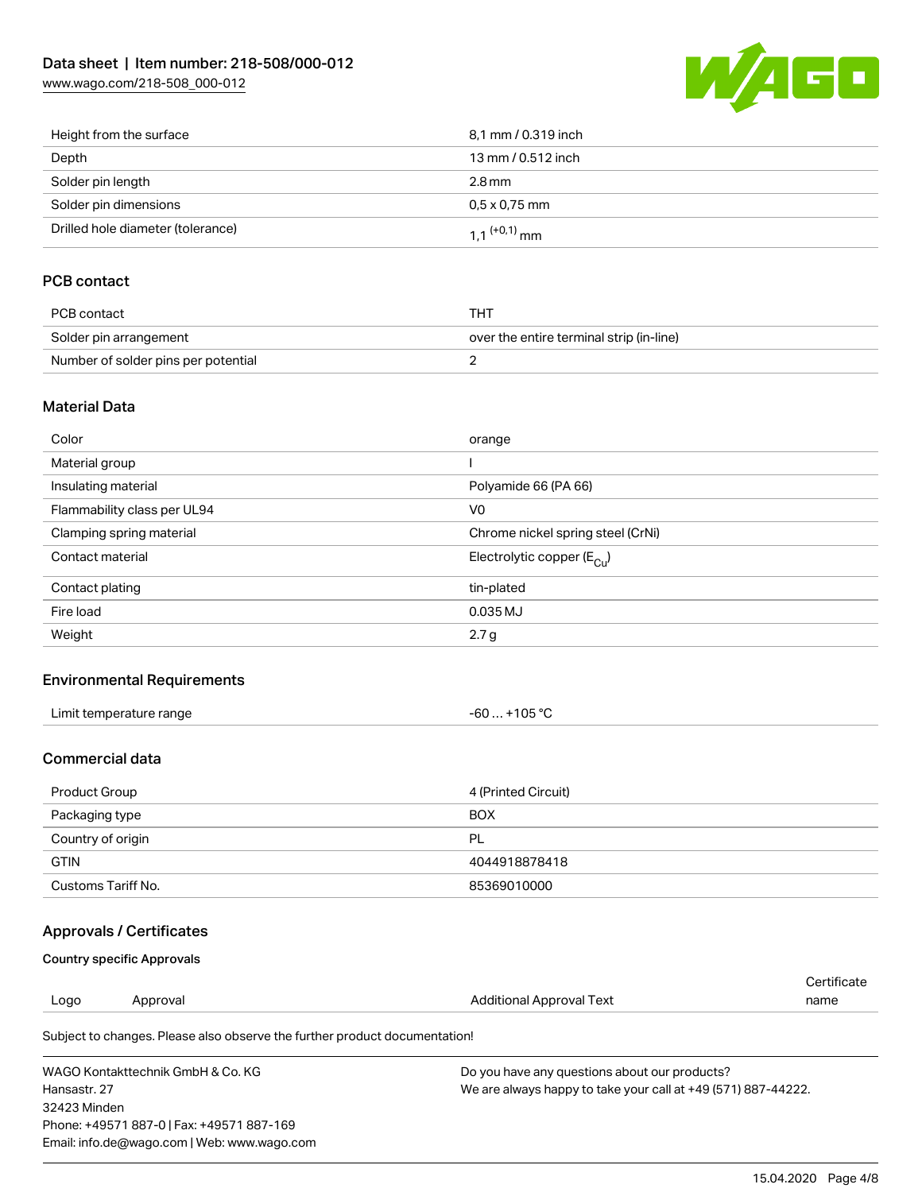| | |
|---|---|
| Height from the surface | 8,1 mm / 0.319 inch |
| Depth | 13 mm / 0.512 inch |
| Solder pin length | 2.8 mm |
| Solder pin dimensions | 0,5 x 0,75 mm |
| Drilled hole diameter (tolerance) | 1,1 $^{(+0,1)}$ mm |

## PCB contact

| | |
|---|---|
| PCB contact | THT |
| Solder pin arrangement | over the entire terminal strip (in-line) |
| Number of solder pins per potential | 2 |

## Material Data

| | |
|---|---|
| Color | orange |
| Material group | I |
| Insulating material | Polyamide 66 (PA 66) |
| Flammability class per UL94 | V0 |
| Clamping spring material | Chrome nickel spring steel (CrNi) |
| Contact material | Electrolytic copper ($E_{Cu}$) |
| Contact plating | tin-plated |
| Fire load | 0.035 MJ |
| Weight | 2.7 g |

## Environmental Requirements

| | |
|---|---|
| Limit temperature range | -60 … +105 °C |

## Commercial data

| | |
|---|---|
| Product Group | 4 (Printed Circuit) |
| Packaging type | BOX |
| Country of origin | PL |
| GTIN | 4044918878418 |
| Customs Tariff No. | 85369010000 |

## Approvals / Certificates

### Country specific Approvals

| Logo | Approval | Additional Approval Text | Certificate name |
|---|---|---|---|

Subject to changes. Please also observe the further product documentation!

WAGO Kontakttechnik GmbH & Co. KG
Hansastr. 27
32423 Minden
Phone: +49571 887-0 | Fax: +49571 887-169
Email: info.de@wago.com | Web: www.wago.com

Do you have any questions about our products?
We are always happy to take your call at +49 (571) 887-44222.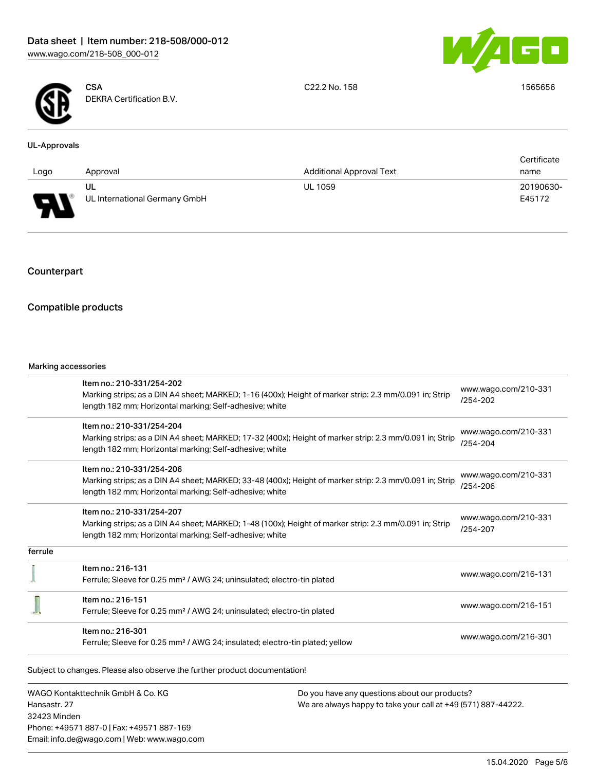| Logo | Approval | Additional Approval Text | Certificate name |
| --- | --- | --- | --- |
| | CSA<br>DEKRA Certification B.V. | C22.2 No. 158 | 1565656 |

### UL-Approvals

| Logo | Approval | Additional Approval Text | Certificate name |
| --- | --- | --- | --- |
| | UL<br>UL International Germany GmbH | UL 1059 | 20190630-E45172 |

## Counterpart

## Compatible products

Marking accessories

| | Item | URL |
| --- | --- | --- |
| | Item no.: 210-331/254-202<br>Marking strips; as a DIN A4 sheet; MARKED; 1-16 (400x); Height of marker strip: 2.3 mm/0.091 in; Strip length 182 mm; Horizontal marking; Self-adhesive; white | www.wago.com/210-331/254-202 |
| | Item no.: 210-331/254-204<br>Marking strips; as a DIN A4 sheet; MARKED; 17-32 (400x); Height of marker strip: 2.3 mm/0.091 in; Strip length 182 mm; Horizontal marking; Self-adhesive; white | www.wago.com/210-331/254-204 |
| | Item no.: 210-331/254-206<br>Marking strips; as a DIN A4 sheet; MARKED; 33-48 (400x); Height of marker strip: 2.3 mm/0.091 in; Strip length 182 mm; Horizontal marking; Self-adhesive; white | www.wago.com/210-331/254-206 |
| | Item no.: 210-331/254-207<br>Marking strips; as a DIN A4 sheet; MARKED; 1-48 (100x); Height of marker strip: 2.3 mm/0.091 in; Strip length 182 mm; Horizontal marking; Self-adhesive; white | www.wago.com/210-331/254-207 |

ferrule

| | Item | URL |
| --- | --- | --- |
| | Item no.: 216-131<br>Ferrule; Sleeve for 0.25 mm² / AWG 24; uninsulated; electro-tin plated | www.wago.com/216-131 |
| | Item no.: 216-151<br>Ferrule; Sleeve for 0.25 mm² / AWG 24; uninsulated; electro-tin plated | www.wago.com/216-151 |
| | Item no.: 216-301<br>Ferrule; Sleeve for 0.25 mm² / AWG 24; insulated; electro-tin plated; yellow | www.wago.com/216-301 |

Subject to changes. Please also observe the further product documentation!

WAGO Kontakttechnik GmbH & Co. KG
Hansastr. 27
32423 Minden
Phone: +49571 887-0 | Fax: +49571 887-169
Email: info.de@wago.com | Web: www.wago.com

Do you have any questions about our products?
We are always happy to take your call at +49 (571) 887-44222.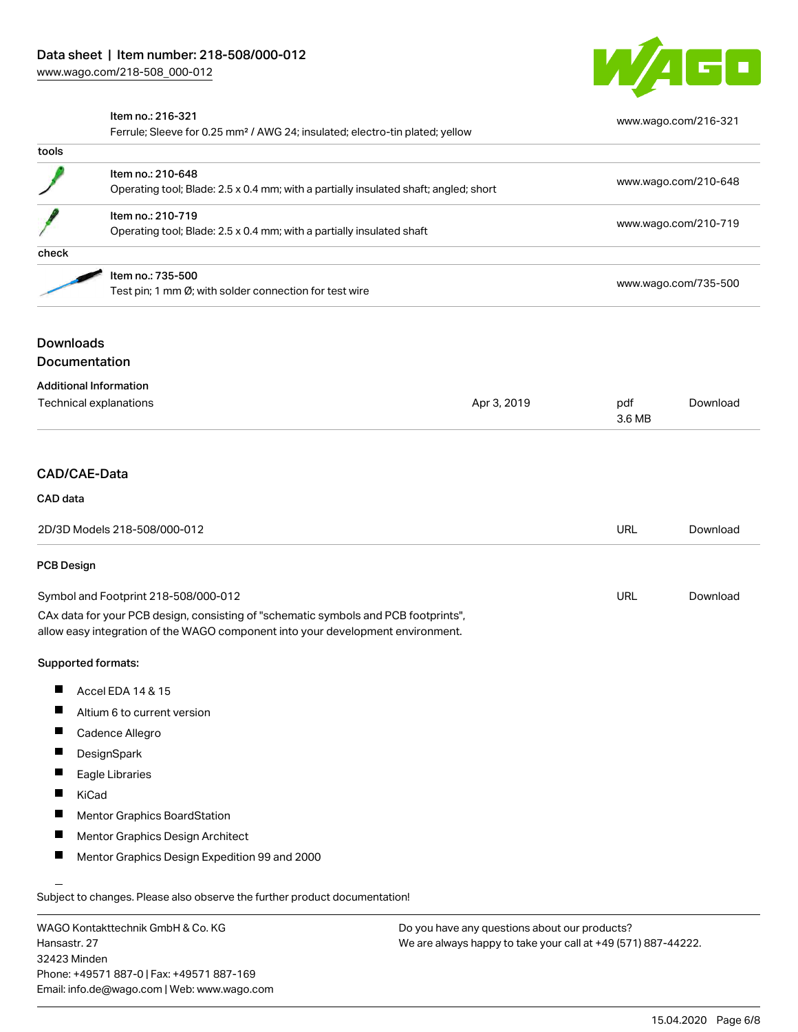| | | |
|---|---|---|
| | Item no.: 216-321<br>Ferrule; Sleeve for 0.25 mm² / AWG 24; insulated; electro-tin plated; yellow | www.wago.com/216-321 |
| tools | | |
| | Item no.: 210-648<br>Operating tool; Blade: 2.5 x 0.4 mm; with a partially insulated shaft; angled; short | www.wago.com/210-648 |
| | Item no.: 210-719<br>Operating tool; Blade: 2.5 x 0.4 mm; with a partially insulated shaft | www.wago.com/210-719 |
| check | | |
| | Item no.: 735-500<br>Test pin; 1 mm Ø; with solder connection for test wire | www.wago.com/735-500 |

## Downloads

### Documentation

**Additional Information**

| | | | |
|---|---|---|---|
| Technical explanations | Apr 3, 2019 | pdf<br>3.6 MB | Download |

### CAD/CAE-Data

**CAD data**

| | | |
|---|---|---|
| 2D/3D Models 218-508/000-012 | URL | Download |

**PCB Design**

| | | |
|---|---|---|
| Symbol and Footprint 218-508/000-012 | URL | Download |

CAx data for your PCB design, consisting of "schematic symbols and PCB footprints", allow easy integration of the WAGO component into your development environment.

**Supported formats:**

- Accel EDA 14 & 15
- Altium 6 to current version
- Cadence Allegro
- DesignSpark
- Eagle Libraries
- KiCad
- Mentor Graphics BoardStation
- Mentor Graphics Design Architect
- Mentor Graphics Design Expedition 99 and 2000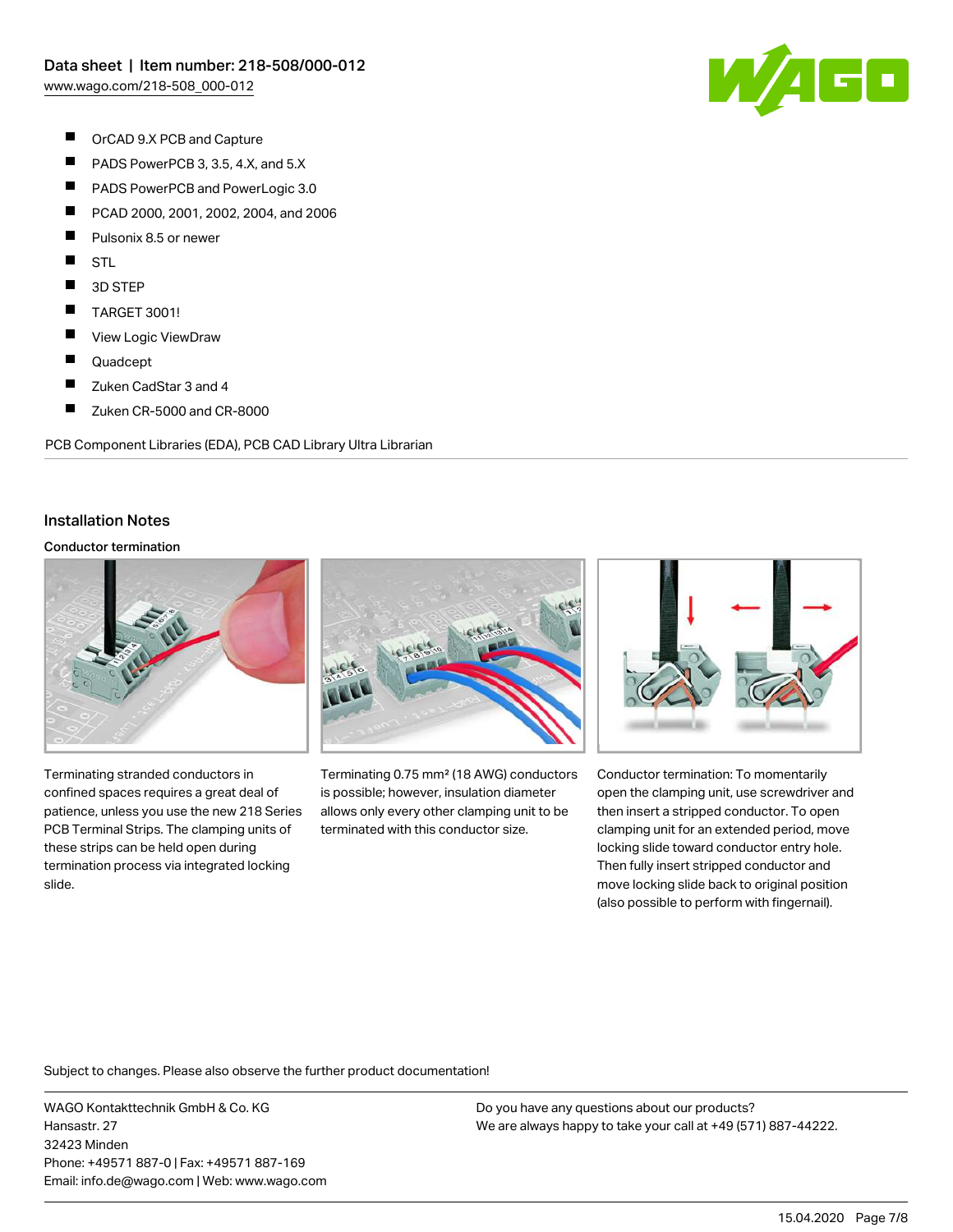- OrCAD 9.X PCB and Capture
- PADS PowerPCB 3, 3.5, 4.X, and 5.X
- PADS PowerPCB and PowerLogic 3.0
- PCAD 2000, 2001, 2002, 2004, and 2006
- Pulsonix 8.5 or newer
- STL
- 3D STEP
- TARGET 3001!
- View Logic ViewDraw
- Quadcept
- Zuken CadStar 3 and 4
- Zuken CR-5000 and CR-8000

PCB Component Libraries (EDA), PCB CAD Library Ultra Librarian

## Installation Notes

### Conductor termination

Terminating stranded conductors in confined spaces requires a great deal of patience, unless you use the new 218 Series PCB Terminal Strips. The clamping units of these strips can be held open during termination process via integrated locking slide.

Terminating 0.75 mm² (18 AWG) conductors is possible; however, insulation diameter allows only every other clamping unit to be terminated with this conductor size.

Conductor termination: To momentarily open the clamping unit, use screwdriver and then insert a stripped conductor. To open clamping unit for an extended period, move locking slide toward conductor entry hole. Then fully insert stripped conductor and move locking slide back to original position (also possible to perform with fingernail).

Subject to changes. Please also observe the further product documentation!

WAGO Kontakttechnik GmbH & Co. KG
Hansastr. 27
32423 Minden
Phone: +49571 887-0 | Fax: +49571 887-169
Email: info.de@wago.com | Web: www.wago.com

Do you have any questions about our products?
We are always happy to take your call at +49 (571) 887-44222.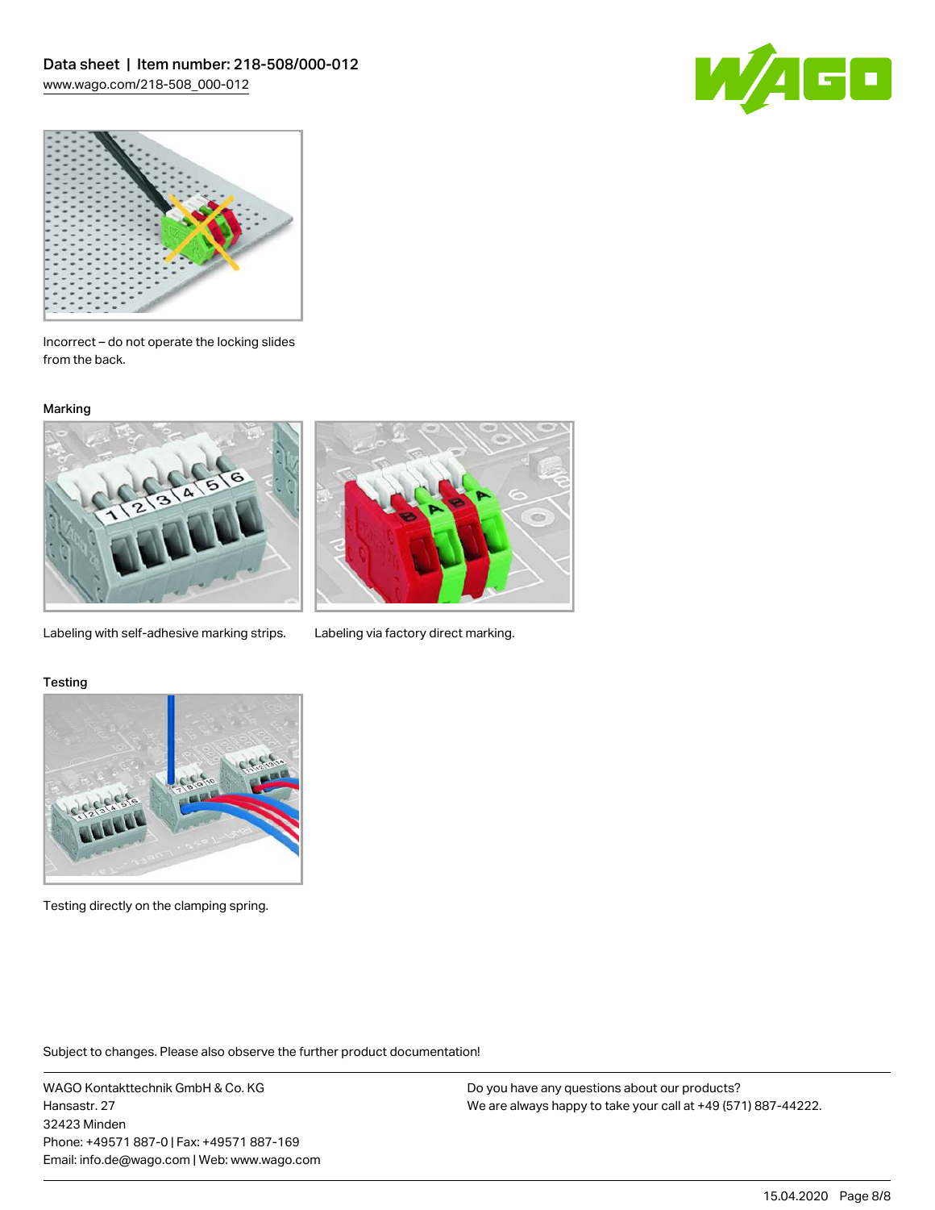Incorrect – do not operate the locking slides from the back.

## Marking

Labeling with self-adhesive marking strips.

Labeling via factory direct marking.

## Testing

Testing directly on the clamping spring.

Subject to changes. Please also observe the further product documentation!

WAGO Kontakttechnik GmbH & Co. KG
Hansastr. 27
32423 Minden
Phone: +49571 887-0 | Fax: +49571 887-169
Email: info.de@wago.com | Web: www.wago.com

Do you have any questions about our products?
We are always happy to take your call at +49 (571) 887-44222.